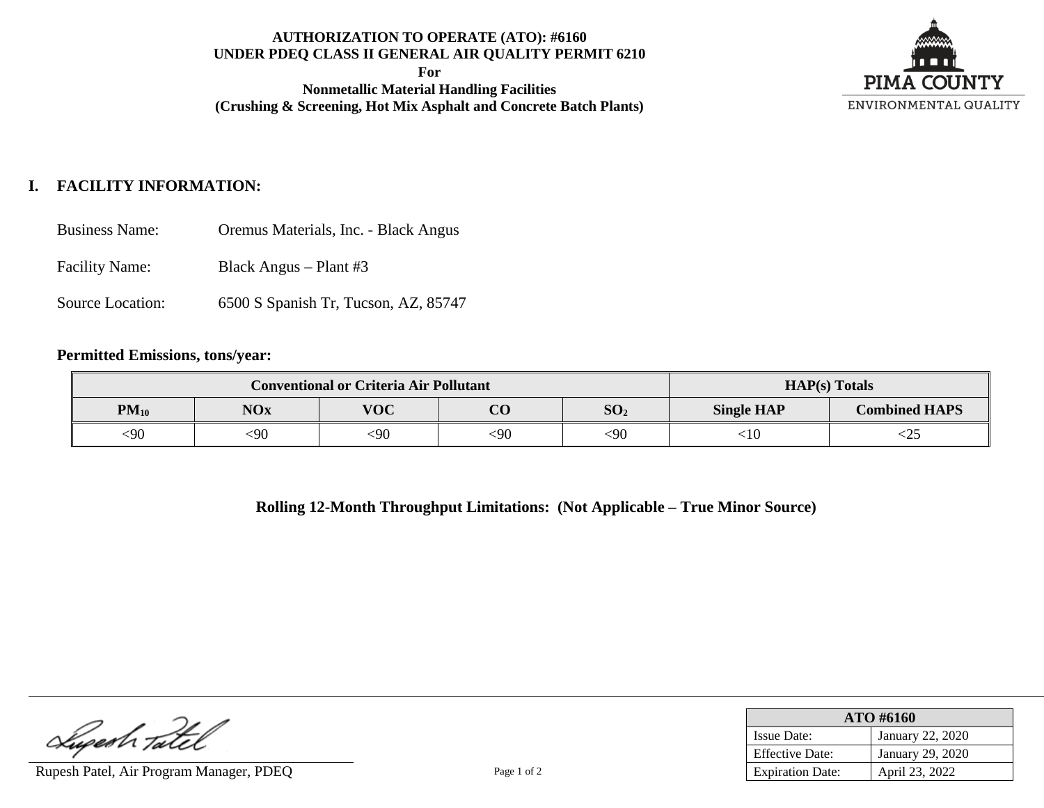**AUTHORIZATION TO OPERATE (ATO): #6160**
**UNDER PDEQ CLASS II GENERAL AIR QUALITY PERMIT 6210**
**For**
**Nonmetallic Material Handling Facilities**
**(Crushing & Screening, Hot Mix Asphalt and Concrete Batch Plants)**

PIMA COUNTY
ENVIRONMENTAL QUALITY

## I. FACILITY INFORMATION:

Business Name: Oremus Materials, Inc. - Black Angus

Facility Name: Black Angus – Plant #3

Source Location: 6500 S Spanish Tr, Tucson, AZ, 85747

**Permitted Emissions, tons/year:**

| Conventional or Criteria Air Pollutant | | | | | HAP(s) Totals | |
|---|---|---|---|---|---|---|
| $PM_{10}$ | NOx | VOC | CO | $SO_2$ | Single HAP | Combined HAPS |
| <90 | <90 | <90 | <90 | <90 | <10 | <25 |

**Rolling 12-Month Throughput Limitations: (Not Applicable – True Minor Source)**

Rupesh Patel, Air Program Manager, PDEQ

| ATO #6160 | |
|---|---|
| Issue Date: | January 22, 2020 |
| Effective Date: | January 29, 2020 |
| Expiration Date: | April 23, 2022 |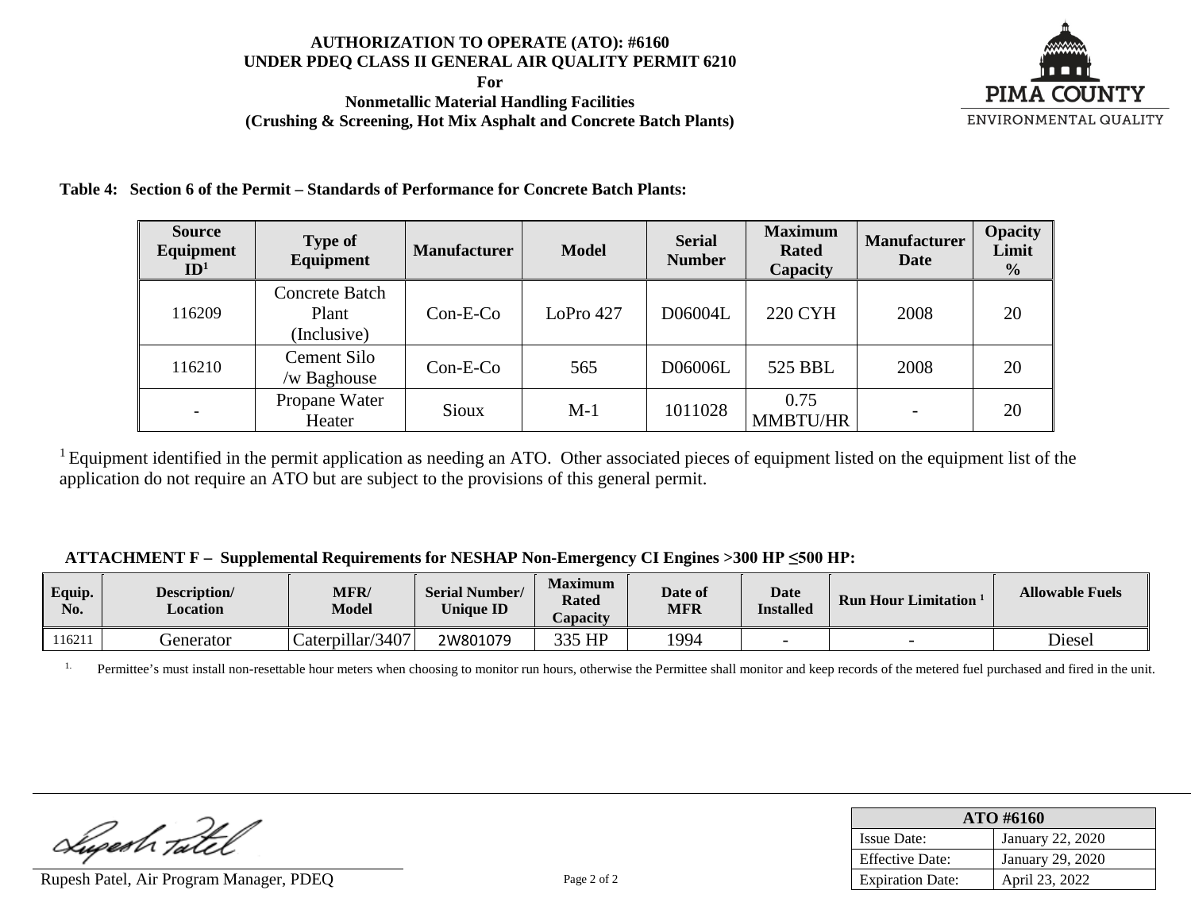**AUTHORIZATION TO OPERATE (ATO): #6160**
**UNDER PDEQ CLASS II GENERAL AIR QUALITY PERMIT 6210**
**For**
**Nonmetallic Material Handling Facilities**
**(Crushing & Screening, Hot Mix Asphalt and Concrete Batch Plants)**

PIMA COUNTY
ENVIRONMENTAL QUALITY

**Table 4: Section 6 of the Permit – Standards of Performance for Concrete Batch Plants:**

| Source Equipment ID[1] | Type of Equipment | Manufacturer | Model | Serial Number | Maximum Rated Capacity | Manufacturer Date | Opacity Limit % |
|---|---|---|---|---|---|---|---|
| 116209 | Concrete Batch Plant (Inclusive) | Con-E-Co | LoPro 427 | D06004L | 220 CYH | 2008 | 20 |
| 116210 | Cement Silo /w Baghouse | Con-E-Co | 565 | D06006L | 525 BBL | 2008 | 20 |
| - | Propane Water Heater | Sioux | M-1 | 1011028 | 0.75 MMBTU/HR | - | 20 |

[1] Equipment identified in the permit application as needing an ATO. Other associated pieces of equipment listed on the equipment list of the application do not require an ATO but are subject to the provisions of this general permit.

**ATTACHMENT F – Supplemental Requirements for NESHAP Non-Emergency CI Engines >300 HP ≤500 HP:**

| Equip. No. | Description/ Location | MFR/ Model | Serial Number/ Unique ID | Maximum Rated Capacity | Date of MFR | Date Installed | Run Hour Limitation [1] | Allowable Fuels |
|---|---|---|---|---|---|---|---|---|
| 116211 | Generator | Caterpillar/3407 | 2W801079 | 335 HP | 1994 | - | - | Diesel |

1. Permittee's must install non-resettable hour meters when choosing to monitor run hours, otherwise the Permittee shall monitor and keep records of the metered fuel purchased and fired in the unit.

Rupesh Patel, Air Program Manager, PDEQ

| ATO #6160 | |
|---|---|
| Issue Date: | January 22, 2020 |
| Effective Date: | January 29, 2020 |
| Expiration Date: | April 23, 2022 |